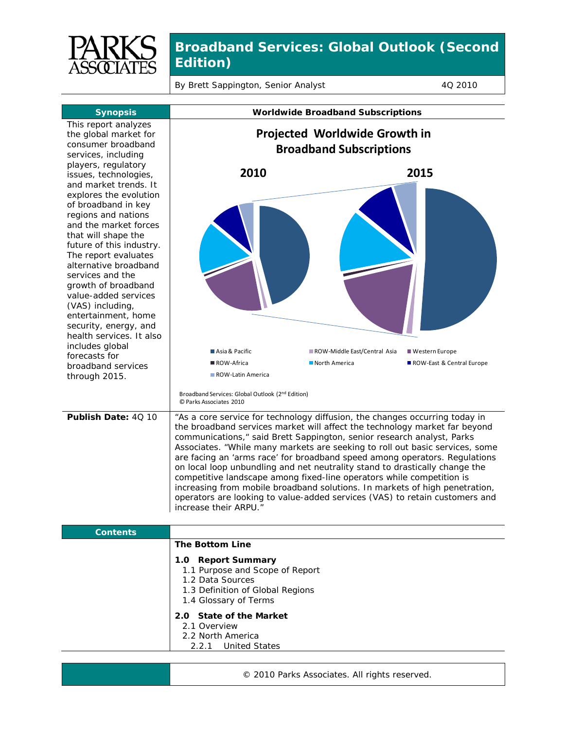# Broadband Services: Global Outlook (Second Edition)

By Brett Sappington, Senior Analyst — 4Q 2010

## Synopsis

This report analyzes the global market for consumer broadband services, including players, regulatory issues, technologies, and market trends. It explores the evolution of broadband in key regions and nations and the market forces that will shape the future of this industry. The report evaluates alternative broadband services and the growth of broadband value-added services (VAS) including, entertainment, home security, energy, and health services. It also includes global forecasts for broadband services through 2015.

**Worldwide Broadband Subscriptions**

**Projected Worldwide Growth in Broadband Subscriptions**

2010 — 2015

Asia & Pacific; ROW-Middle East/Central Asia; Western Europe; ROW-Africa; North America; ROW-East & Central Europe; ROW-Latin America

Broadband Services: Global Outlook (2nd Edition)
© Parks Associates 2010

**Publish Date:** 4Q 10

"As a core service for technology diffusion, the changes occurring today in the broadband services market will affect the technology market far beyond communications," said Brett Sappington, senior research analyst, Parks Associates. "While many markets are seeking to roll out basic services, some are facing an 'arms race' for broadband speed among operators. Regulations on local loop unbundling and net neutrality stand to drastically change the competitive landscape among fixed-line operators while competition is increasing from mobile broadband solutions. In markets of high penetration, operators are looking to value-added services (VAS) to retain customers and increase their ARPU."

## Contents

**The Bottom Line**

**1.0 Report Summary**
- 1.1 Purpose and Scope of Report
- 1.2 Data Sources
- 1.3 Definition of Global Regions
- 1.4 Glossary of Terms

**2.0 State of the Market**
- 2.1 Overview
- 2.2 North America
  - 2.2.1 United States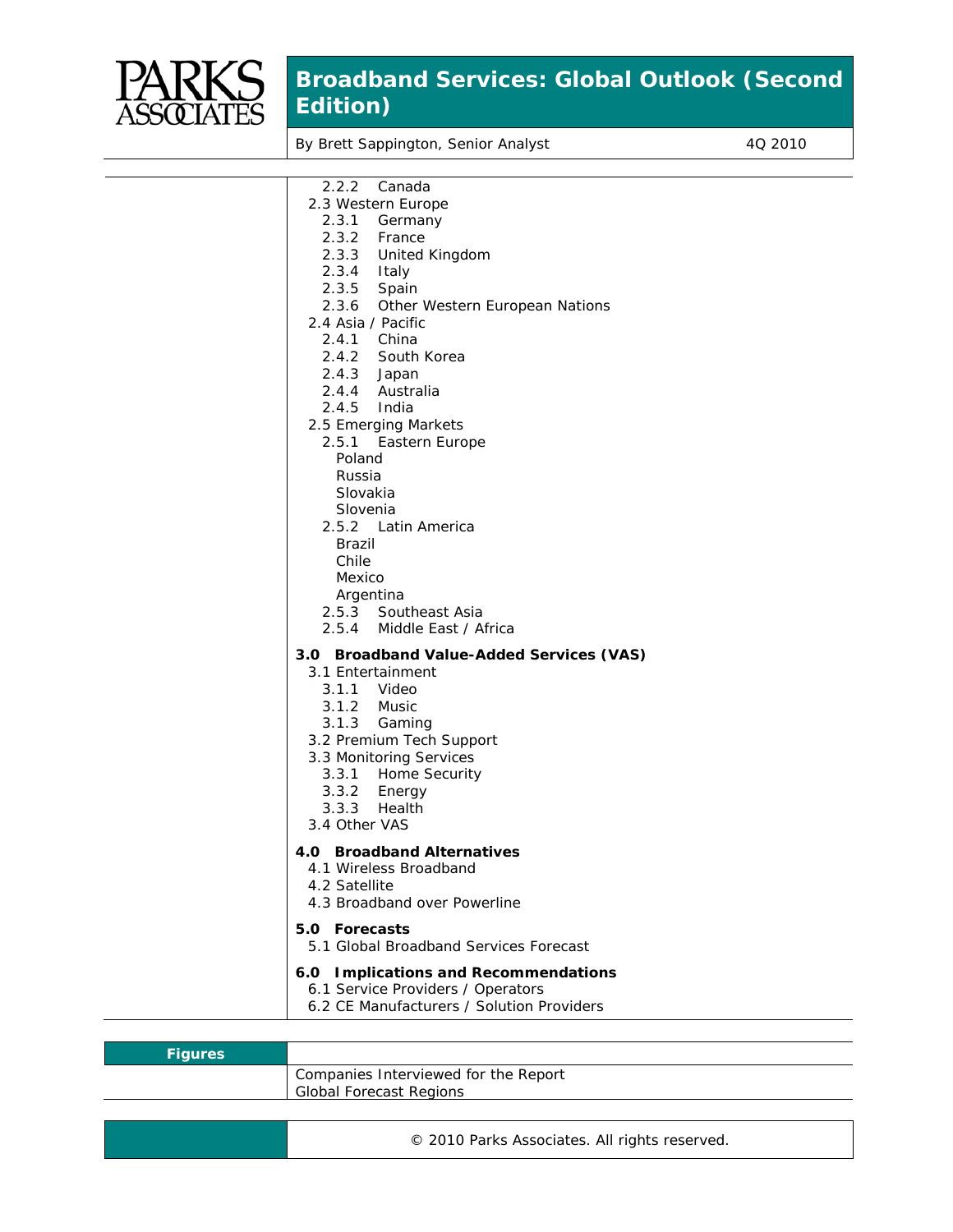- 2.2.2 Canada
- 2.3 Western Europe
  - 2.3.1 Germany
  - 2.3.2 France
  - 2.3.3 United Kingdom
  - 2.3.4 Italy
  - 2.3.5 Spain
  - 2.3.6 Other Western European Nations
- 2.4 Asia / Pacific
  - 2.4.1 China
  - 2.4.2 South Korea
  - 2.4.3 Japan
  - 2.4.4 Australia
  - 2.4.5 India
- 2.5 Emerging Markets
  - 2.5.1 Eastern Europe
    - Poland
    - Russia
    - Slovakia
    - Slovenia
  - 2.5.2 Latin America
    - Brazil
    - Chile
    - Mexico
    - Argentina
  - 2.5.3 Southeast Asia
  - 2.5.4 Middle East / Africa

**3.0 Broadband Value-Added Services (VAS)**

- 3.1 Entertainment
  - 3.1.1 Video
  - 3.1.2 Music
  - 3.1.3 Gaming
- 3.2 Premium Tech Support
- 3.3 Monitoring Services
  - 3.3.1 Home Security
  - 3.3.2 Energy
  - 3.3.3 Health
- 3.4 Other VAS

**4.0 Broadband Alternatives**

- 4.1 Wireless Broadband
- 4.2 Satellite
- 4.3 Broadband over Powerline

**5.0 Forecasts**

- 5.1 Global Broadband Services Forecast

**6.0 Implications and Recommendations**

- 6.1 Service Providers / Operators
- 6.2 CE Manufacturers / Solution Providers

**Figures**

Companies Interviewed for the Report
Global Forecast Regions

© 2010 Parks Associates. All rights reserved.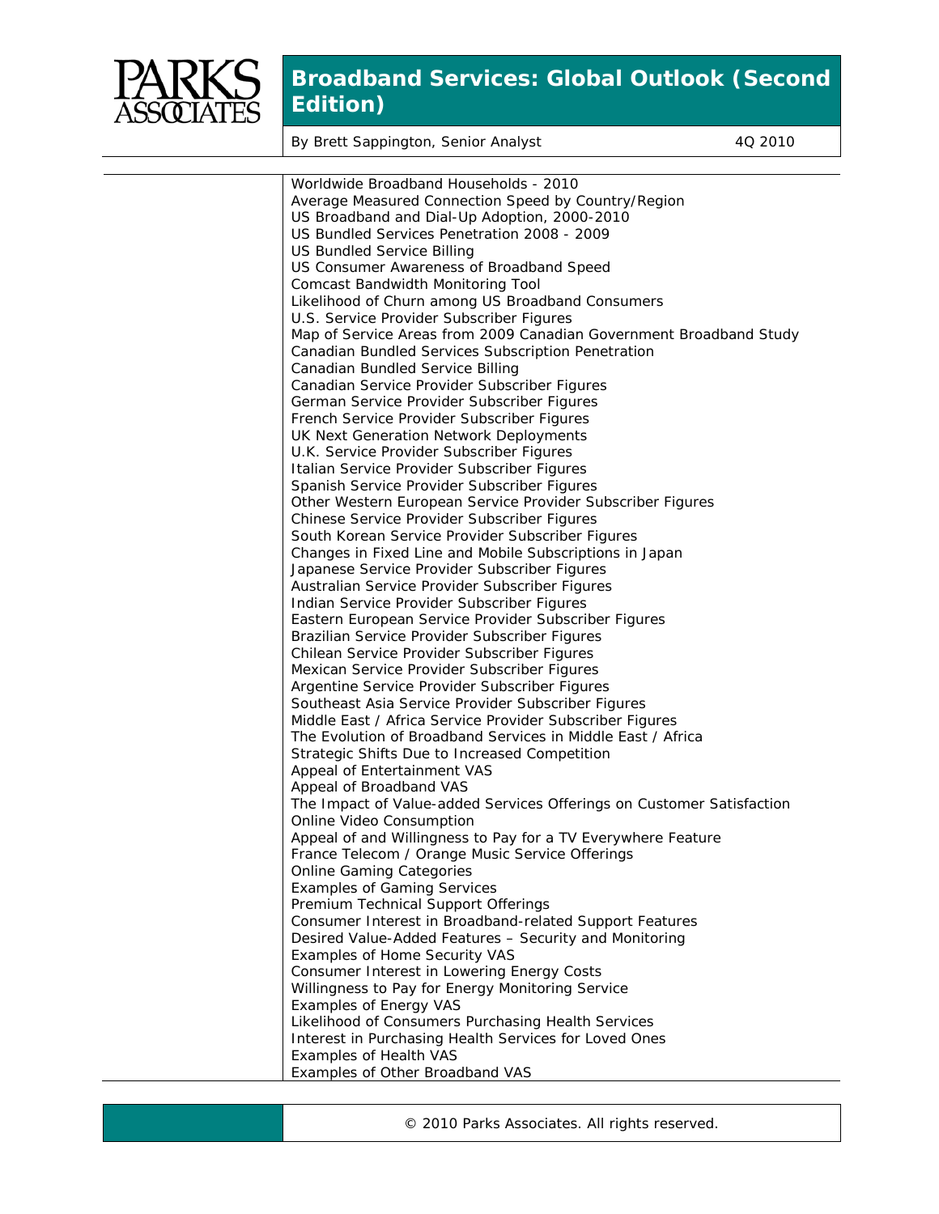Worldwide Broadband Households - 2010
Average Measured Connection Speed by Country/Region
US Broadband and Dial-Up Adoption, 2000-2010
US Bundled Services Penetration 2008 - 2009
US Bundled Service Billing
US Consumer Awareness of Broadband Speed
Comcast Bandwidth Monitoring Tool
Likelihood of Churn among US Broadband Consumers
U.S. Service Provider Subscriber Figures
Map of Service Areas from 2009 Canadian Government Broadband Study
Canadian Bundled Services Subscription Penetration
Canadian Bundled Service Billing
Canadian Service Provider Subscriber Figures
German Service Provider Subscriber Figures
French Service Provider Subscriber Figures
UK Next Generation Network Deployments
U.K. Service Provider Subscriber Figures
Italian Service Provider Subscriber Figures
Spanish Service Provider Subscriber Figures
Other Western European Service Provider Subscriber Figures
Chinese Service Provider Subscriber Figures
South Korean Service Provider Subscriber Figures
Changes in Fixed Line and Mobile Subscriptions in Japan
Japanese Service Provider Subscriber Figures
Australian Service Provider Subscriber Figures
Indian Service Provider Subscriber Figures
Eastern European Service Provider Subscriber Figures
Brazilian Service Provider Subscriber Figures
Chilean Service Provider Subscriber Figures
Mexican Service Provider Subscriber Figures
Argentine Service Provider Subscriber Figures
Southeast Asia Service Provider Subscriber Figures
Middle East / Africa Service Provider Subscriber Figures
The Evolution of Broadband Services in Middle East / Africa
Strategic Shifts Due to Increased Competition
Appeal of Entertainment VAS
Appeal of Broadband VAS
The Impact of Value-added Services Offerings on Customer Satisfaction
Online Video Consumption
Appeal of and Willingness to Pay for a TV Everywhere Feature
France Telecom / Orange Music Service Offerings
Online Gaming Categories
Examples of Gaming Services
Premium Technical Support Offerings
Consumer Interest in Broadband-related Support Features
Desired Value-Added Features – Security and Monitoring
Examples of Home Security VAS
Consumer Interest in Lowering Energy Costs
Willingness to Pay for Energy Monitoring Service
Examples of Energy VAS
Likelihood of Consumers Purchasing Health Services
Interest in Purchasing Health Services for Loved Ones
Examples of Health VAS
Examples of Other Broadband VAS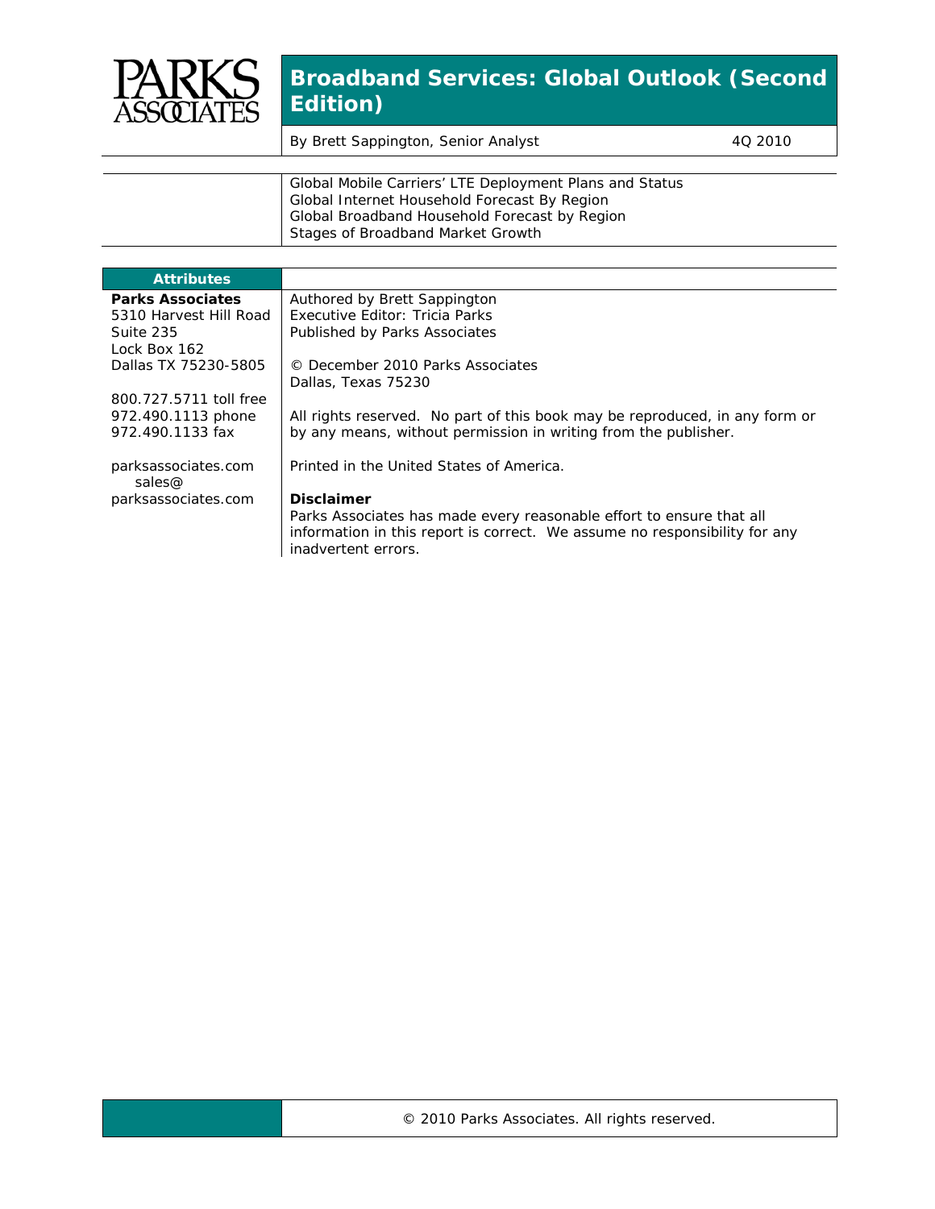PARKS ASSOCIATES

# Broadband Services: Global Outlook (Second Edition)

By Brett Sappington, Senior Analyst | 4Q 2010

Global Mobile Carriers' LTE Deployment Plans and Status
Global Internet Household Forecast By Region
Global Broadband Household Forecast by Region
Stages of Broadband Market Growth

| Attributes | |
|---|---|
| **Parks Associates**<br>5310 Harvest Hill Road<br>Suite 235<br>Lock Box 162<br>Dallas TX 75230-5805<br><br>800.727.5711 toll free<br>972.490.1113 phone<br>972.490.1133 fax<br><br>parksassociates.com<br>sales@parksassociates.com | Authored by Brett Sappington<br>Executive Editor: Tricia Parks<br>Published by Parks Associates<br><br>© December 2010 Parks Associates<br>Dallas, Texas 75230<br><br>All rights reserved. No part of this book may be reproduced, in any form or by any means, without permission in writing from the publisher.<br><br>Printed in the United States of America.<br><br>**Disclaimer**<br>Parks Associates has made every reasonable effort to ensure that all information in this report is correct. We assume no responsibility for any inadvertent errors. |

© 2010 Parks Associates. All rights reserved.